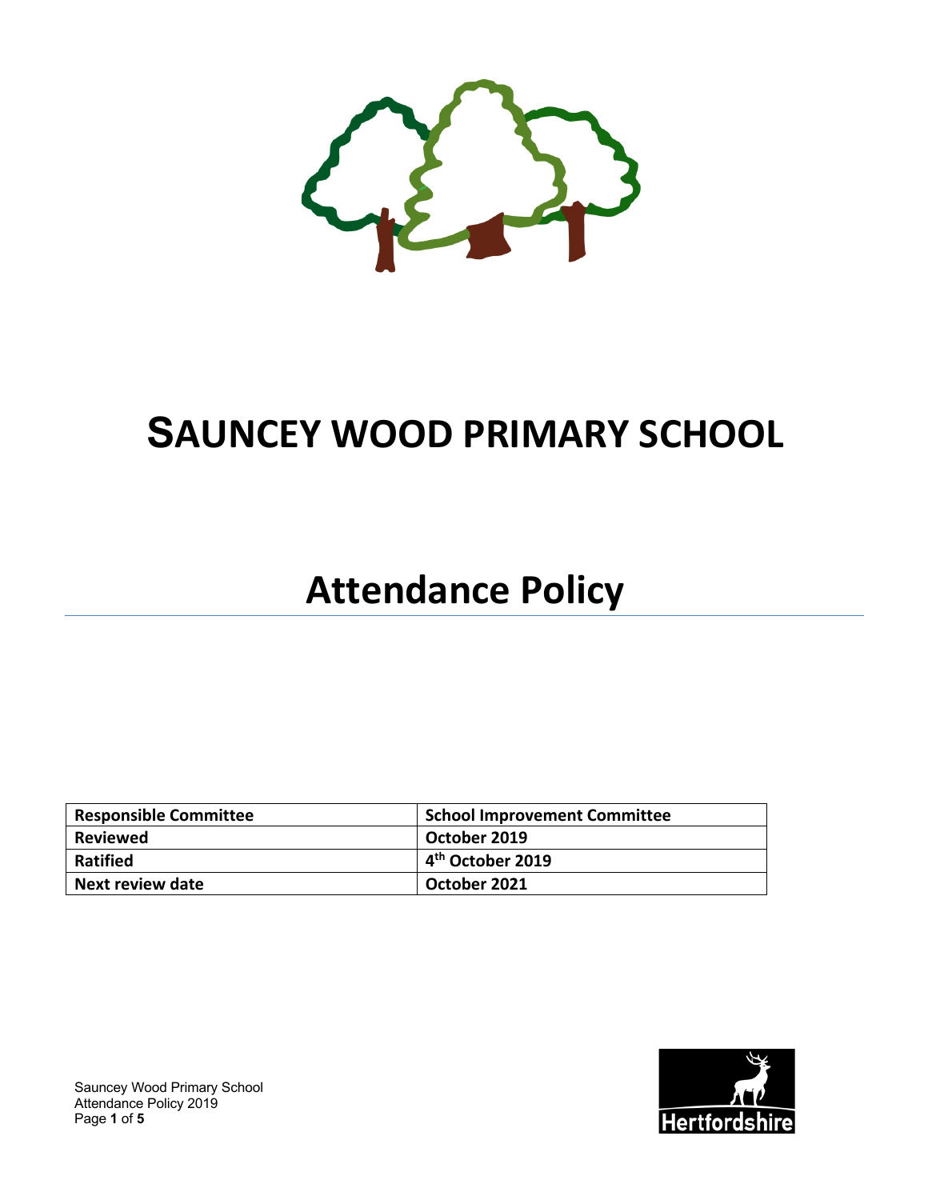# SAUNCEY WOOD PRIMARY SCHOOL

# Attendance Policy

| Responsible Committee | School Improvement Committee |
|---|---|
| Reviewed | October 2019 |
| Ratified | 4th October 2019 |
| Next review date | October 2021 |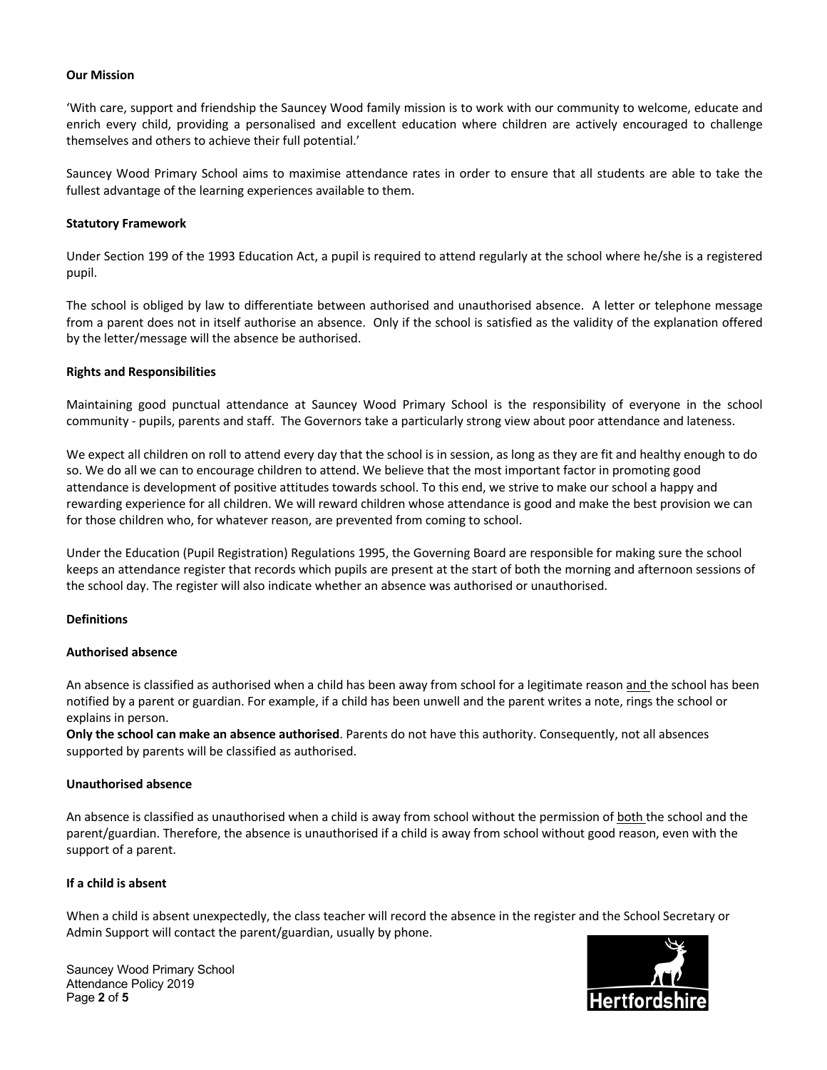**Our Mission**

'With care, support and friendship the Sauncey Wood family mission is to work with our community to welcome, educate and enrich every child, providing a personalised and excellent education where children are actively encouraged to challenge themselves and others to achieve their full potential.'

Sauncey Wood Primary School aims to maximise attendance rates in order to ensure that all students are able to take the fullest advantage of the learning experiences available to them.

**Statutory Framework**

Under Section 199 of the 1993 Education Act, a pupil is required to attend regularly at the school where he/she is a registered pupil.

The school is obliged by law to differentiate between authorised and unauthorised absence. A letter or telephone message from a parent does not in itself authorise an absence. Only if the school is satisfied as the validity of the explanation offered by the letter/message will the absence be authorised.

**Rights and Responsibilities**

Maintaining good punctual attendance at Sauncey Wood Primary School is the responsibility of everyone in the school community - pupils, parents and staff. The Governors take a particularly strong view about poor attendance and lateness.

We expect all children on roll to attend every day that the school is in session, as long as they are fit and healthy enough to do so. We do all we can to encourage children to attend. We believe that the most important factor in promoting good attendance is development of positive attitudes towards school. To this end, we strive to make our school a happy and rewarding experience for all children. We will reward children whose attendance is good and make the best provision we can for those children who, for whatever reason, are prevented from coming to school.

Under the Education (Pupil Registration) Regulations 1995, the Governing Board are responsible for making sure the school keeps an attendance register that records which pupils are present at the start of both the morning and afternoon sessions of the school day. The register will also indicate whether an absence was authorised or unauthorised.

**Definitions**

**Authorised absence**

An absence is classified as authorised when a child has been away from school for a legitimate reason and the school has been notified by a parent or guardian. For example, if a child has been unwell and the parent writes a note, rings the school or explains in person.

**Only the school can make an absence authorised**. Parents do not have this authority. Consequently, not all absences supported by parents will be classified as authorised.

**Unauthorised absence**

An absence is classified as unauthorised when a child is away from school without the permission of both the school and the parent/guardian. Therefore, the absence is unauthorised if a child is away from school without good reason, even with the support of a parent.

**If a child is absent**

When a child is absent unexpectedly, the class teacher will record the absence in the register and the School Secretary or Admin Support will contact the parent/guardian, usually by phone.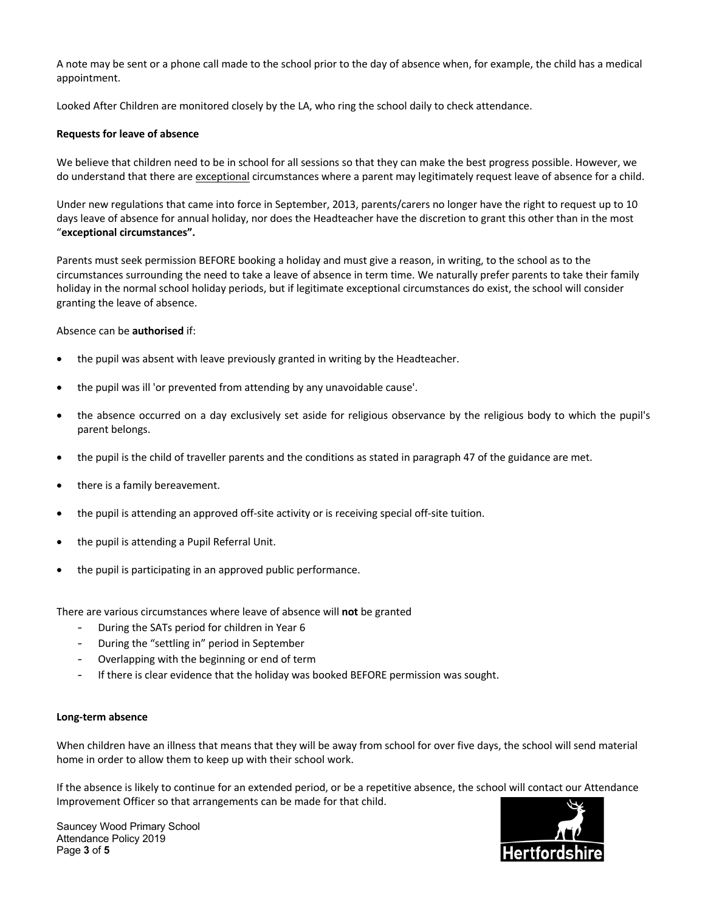A note may be sent or a phone call made to the school prior to the day of absence when, for example, the child has a medical appointment.

Looked After Children are monitored closely by the LA, who ring the school daily to check attendance.

**Requests for leave of absence**

We believe that children need to be in school for all sessions so that they can make the best progress possible. However, we do understand that there are exceptional circumstances where a parent may legitimately request leave of absence for a child.

Under new regulations that came into force in September, 2013, parents/carers no longer have the right to request up to 10 days leave of absence for annual holiday, nor does the Headteacher have the discretion to grant this other than in the most "**exceptional circumstances".**

Parents must seek permission BEFORE booking a holiday and must give a reason, in writing, to the school as to the circumstances surrounding the need to take a leave of absence in term time. We naturally prefer parents to take their family holiday in the normal school holiday periods, but if legitimate exceptional circumstances do exist, the school will consider granting the leave of absence.

Absence can be **authorised** if:

- the pupil was absent with leave previously granted in writing by the Headteacher.
- the pupil was ill 'or prevented from attending by any unavoidable cause'.
- the absence occurred on a day exclusively set aside for religious observance by the religious body to which the pupil's parent belongs.
- the pupil is the child of traveller parents and the conditions as stated in paragraph 47 of the guidance are met.
- there is a family bereavement.
- the pupil is attending an approved off-site activity or is receiving special off-site tuition.
- the pupil is attending a Pupil Referral Unit.
- the pupil is participating in an approved public performance.

There are various circumstances where leave of absence will **not** be granted

- During the SATs period for children in Year 6
- During the "settling in" period in September
- Overlapping with the beginning or end of term
- If there is clear evidence that the holiday was booked BEFORE permission was sought.

**Long-term absence**

When children have an illness that means that they will be away from school for over five days, the school will send material home in order to allow them to keep up with their school work.

If the absence is likely to continue for an extended period, or be a repetitive absence, the school will contact our Attendance Improvement Officer so that arrangements can be made for that child.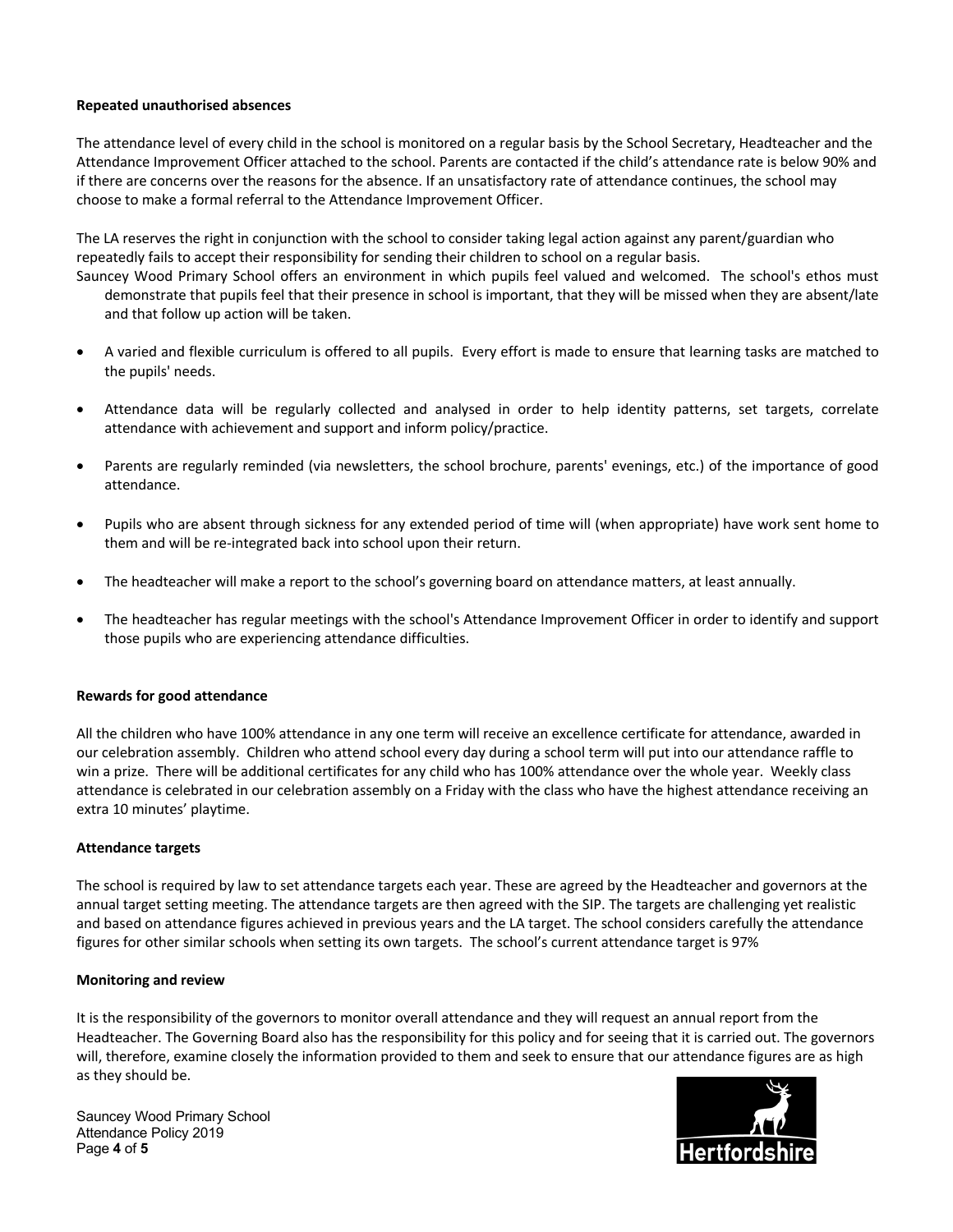**Repeated unauthorised absences**

The attendance level of every child in the school is monitored on a regular basis by the School Secretary, Headteacher and the Attendance Improvement Officer attached to the school. Parents are contacted if the child's attendance rate is below 90% and if there are concerns over the reasons for the absence. If an unsatisfactory rate of attendance continues, the school may choose to make a formal referral to the Attendance Improvement Officer.

The LA reserves the right in conjunction with the school to consider taking legal action against any parent/guardian who repeatedly fails to accept their responsibility for sending their children to school on a regular basis.

Sauncey Wood Primary School offers an environment in which pupils feel valued and welcomed. The school's ethos must demonstrate that pupils feel that their presence in school is important, that they will be missed when they are absent/late and that follow up action will be taken.

- A varied and flexible curriculum is offered to all pupils. Every effort is made to ensure that learning tasks are matched to the pupils' needs.
- Attendance data will be regularly collected and analysed in order to help identity patterns, set targets, correlate attendance with achievement and support and inform policy/practice.
- Parents are regularly reminded (via newsletters, the school brochure, parents' evenings, etc.) of the importance of good attendance.
- Pupils who are absent through sickness for any extended period of time will (when appropriate) have work sent home to them and will be re-integrated back into school upon their return.
- The headteacher will make a report to the school's governing board on attendance matters, at least annually.
- The headteacher has regular meetings with the school's Attendance Improvement Officer in order to identify and support those pupils who are experiencing attendance difficulties.

**Rewards for good attendance**

All the children who have 100% attendance in any one term will receive an excellence certificate for attendance, awarded in our celebration assembly. Children who attend school every day during a school term will put into our attendance raffle to win a prize. There will be additional certificates for any child who has 100% attendance over the whole year. Weekly class attendance is celebrated in our celebration assembly on a Friday with the class who have the highest attendance receiving an extra 10 minutes' playtime.

**Attendance targets**

The school is required by law to set attendance targets each year. These are agreed by the Headteacher and governors at the annual target setting meeting. The attendance targets are then agreed with the SIP. The targets are challenging yet realistic and based on attendance figures achieved in previous years and the LA target. The school considers carefully the attendance figures for other similar schools when setting its own targets. The school's current attendance target is 97%

**Monitoring and review**

It is the responsibility of the governors to monitor overall attendance and they will request an annual report from the Headteacher. The Governing Board also has the responsibility for this policy and for seeing that it is carried out. The governors will, therefore, examine closely the information provided to them and seek to ensure that our attendance figures are as high as they should be.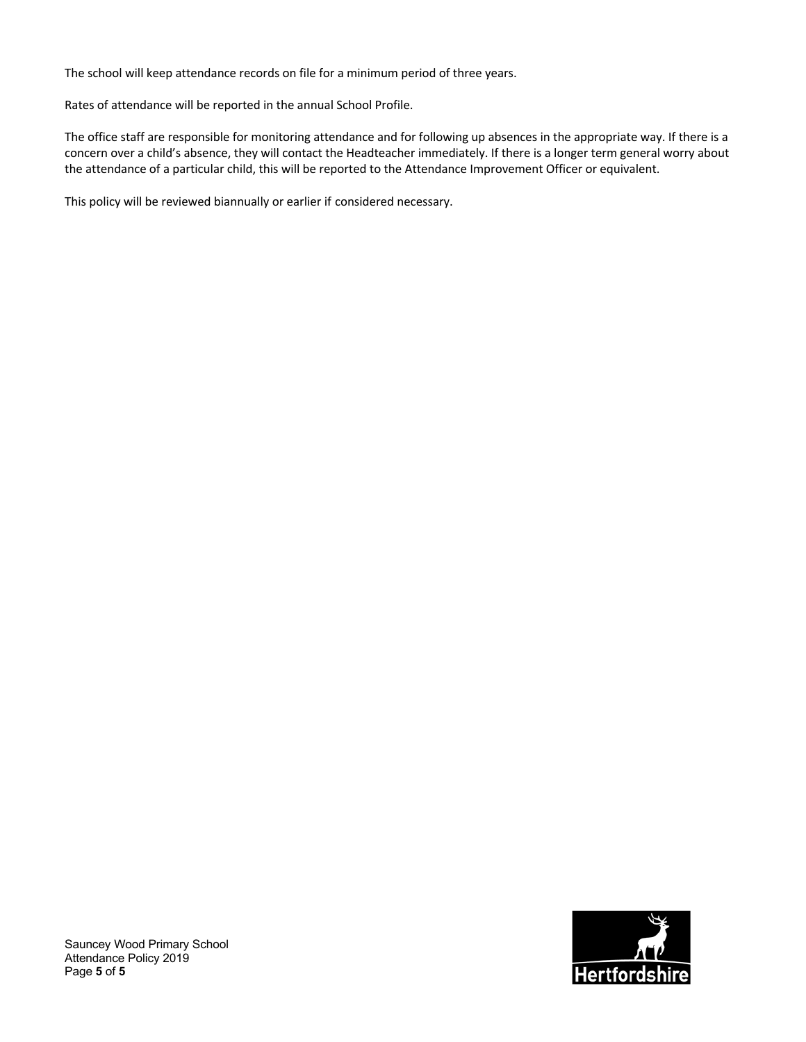The school will keep attendance records on file for a minimum period of three years.

Rates of attendance will be reported in the annual School Profile.

The office staff are responsible for monitoring attendance and for following up absences in the appropriate way. If there is a concern over a child's absence, they will contact the Headteacher immediately. If there is a longer term general worry about the attendance of a particular child, this will be reported to the Attendance Improvement Officer or equivalent.

This policy will be reviewed biannually or earlier if considered necessary.